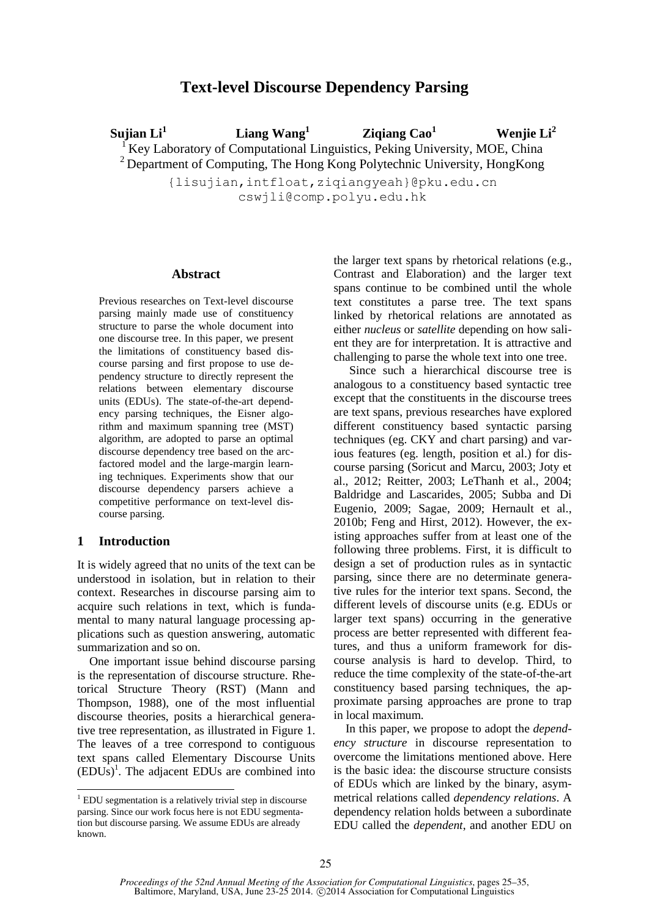# Text-level Discourse Dependency Parsing

**Sujian Li[1]** **Liang Wang[1]** **Ziqiang Cao[1]** **Wenjie Li[2]**

[1] Key Laboratory of Computational Linguistics, Peking University, MOE, China
[2] Department of Computing, The Hong Kong Polytechnic University, HongKong

{lisujian,intfloat,ziqiangyeah}@pku.edu.cn
cswjli@comp.polyu.edu.hk

## Abstract

Previous researches on Text-level discourse parsing mainly made use of constituency structure to parse the whole document into one discourse tree. In this paper, we present the limitations of constituency based discourse parsing and first propose to use dependency structure to directly represent the relations between elementary discourse units (EDUs). The state-of-the-art dependency parsing techniques, the Eisner algorithm and maximum spanning tree (MST) algorithm, are adopted to parse an optimal discourse dependency tree based on the arc-factored model and the large-margin learning techniques. Experiments show that our discourse dependency parsers achieve a competitive performance on text-level discourse parsing.

## 1 Introduction

It is widely agreed that no units of the text can be understood in isolation, but in relation to their context. Researches in discourse parsing aim to acquire such relations in text, which is fundamental to many natural language processing applications such as question answering, automatic summarization and so on.

One important issue behind discourse parsing is the representation of discourse structure. Rhetorical Structure Theory (RST) (Mann and Thompson, 1988), one of the most influential discourse theories, posits a hierarchical generative tree representation, as illustrated in Figure 1. The leaves of a tree correspond to contiguous text spans called Elementary Discourse Units (EDUs)[1]. The adjacent EDUs are combined into the larger text spans by rhetorical relations (e.g., Contrast and Elaboration) and the larger text spans continue to be combined until the whole text constitutes a parse tree. The text spans linked by rhetorical relations are annotated as either *nucleus* or *satellite* depending on how salient they are for interpretation. It is attractive and challenging to parse the whole text into one tree.

Since such a hierarchical discourse tree is analogous to a constituency based syntactic tree except that the constituents in the discourse trees are text spans, previous researches have explored different constituency based syntactic parsing techniques (eg. CKY and chart parsing) and various features (eg. length, position et al.) for discourse parsing (Soricut and Marcu, 2003; Joty et al., 2012; Reitter, 2003; LeThanh et al., 2004; Baldridge and Lascarides, 2005; Subba and Di Eugenio, 2009; Sagae, 2009; Hernault et al., 2010b; Feng and Hirst, 2012). However, the existing approaches suffer from at least one of the following three problems. First, it is difficult to design a set of production rules as in syntactic parsing, since there are no determinate generative rules for the interior text spans. Second, the different levels of discourse units (e.g. EDUs or larger text spans) occurring in the generative process are better represented with different features, and thus a uniform framework for discourse analysis is hard to develop. Third, to reduce the time complexity of the state-of-the-art constituency based parsing techniques, the approximate parsing approaches are prone to trap in local maximum.

In this paper, we propose to adopt the *dependency structure* in discourse representation to overcome the limitations mentioned above. Here is the basic idea: the discourse structure consists of EDUs which are linked by the binary, asymmetrical relations called *dependency relations*. A dependency relation holds between a subordinate EDU called the *dependent*, and another EDU on

[1] EDU segmentation is a relatively trivial step in discourse parsing. Since our work focus here is not EDU segmentation but discourse parsing. We assume EDUs are already known.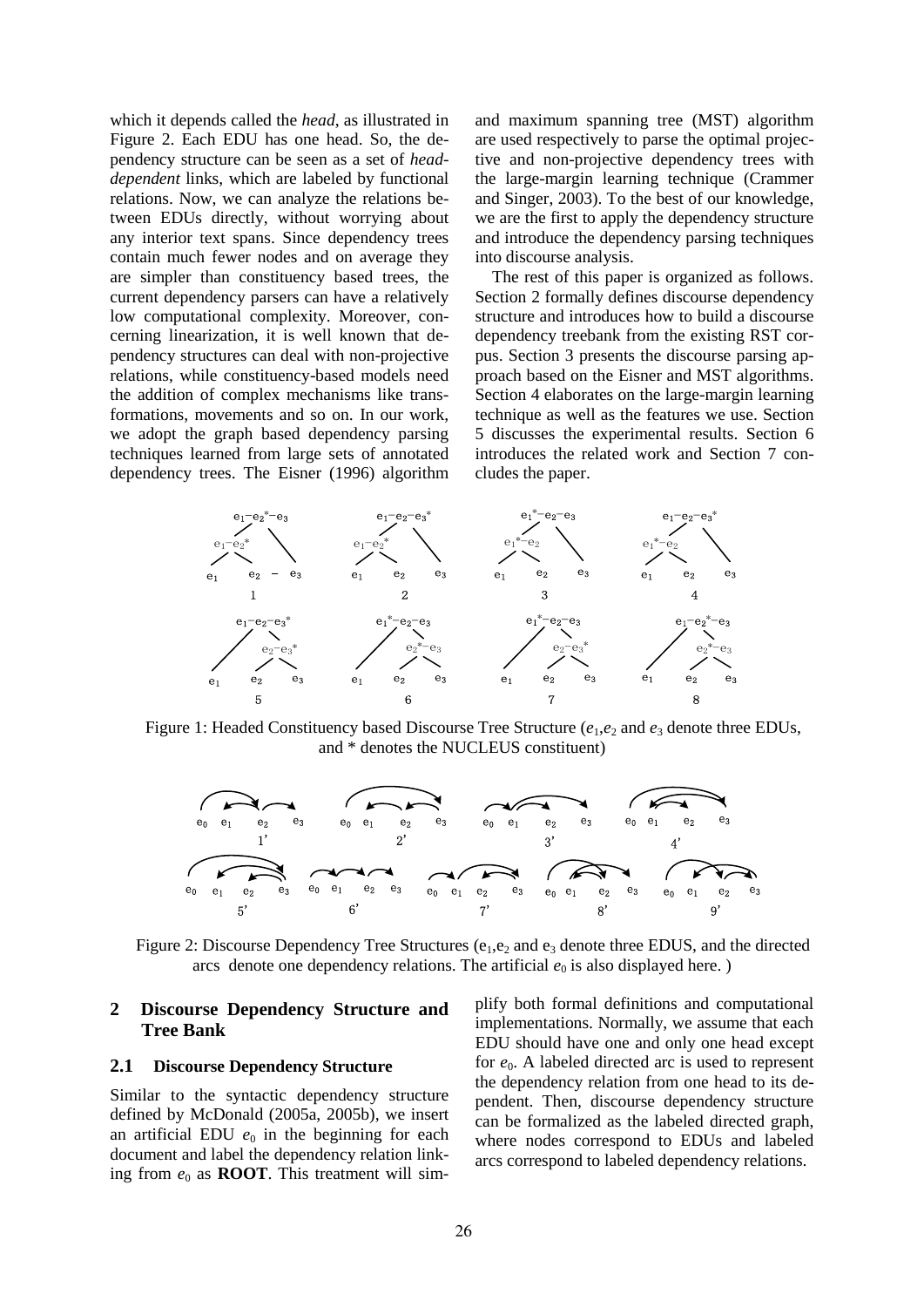which it depends called the *head*, as illustrated in Figure 2. Each EDU has one head. So, the dependency structure can be seen as a set of *head-dependent* links, which are labeled by functional relations. Now, we can analyze the relations between EDUs directly, without worrying about any interior text spans. Since dependency trees contain much fewer nodes and on average they are simpler than constituency based trees, the current dependency parsers can have a relatively low computational complexity. Moreover, concerning linearization, it is well known that dependency structures can deal with non-projective relations, while constituency-based models need the addition of complex mechanisms like transformations, movements and so on. In our work, we adopt the graph based dependency parsing techniques learned from large sets of annotated dependency trees. The Eisner (1996) algorithm and maximum spanning tree (MST) algorithm are used respectively to parse the optimal projective and non-projective dependency trees with the large-margin learning technique (Crammer and Singer, 2003). To the best of our knowledge, we are the first to apply the dependency structure and introduce the dependency parsing techniques into discourse analysis.

The rest of this paper is organized as follows. Section 2 formally defines discourse dependency structure and introduces how to build a discourse dependency treebank from the existing RST corpus. Section 3 presents the discourse parsing approach based on the Eisner and MST algorithms. Section 4 elaborates on the large-margin learning technique as well as the features we use. Section 5 discusses the experimental results. Section 6 introduces the related work and Section 7 concludes the paper.

Figure 1: Headed Constituency based Discourse Tree Structure ($e_1$,$e_2$ and $e_3$ denote three EDUs, and * denotes the NUCLEUS constituent)

Figure 2: Discourse Dependency Tree Structures ($e_1$,$e_2$ and $e_3$ denote three EDUS, and the directed arcs denote one dependency relations. The artificial $e_0$ is also displayed here. )

## 2 Discourse Dependency Structure and Tree Bank

### 2.1 Discourse Dependency Structure

Similar to the syntactic dependency structure defined by McDonald (2005a, 2005b), we insert an artificial EDU $e_0$ in the beginning for each document and label the dependency relation linking from $e_0$ as **ROOT**. This treatment will simplify both formal definitions and computational implementations. Normally, we assume that each EDU should have one and only one head except for $e_0$. A labeled directed arc is used to represent the dependency relation from one head to its dependent. Then, discourse dependency structure can be formalized as the labeled directed graph, where nodes correspond to EDUs and labeled arcs correspond to labeled dependency relations.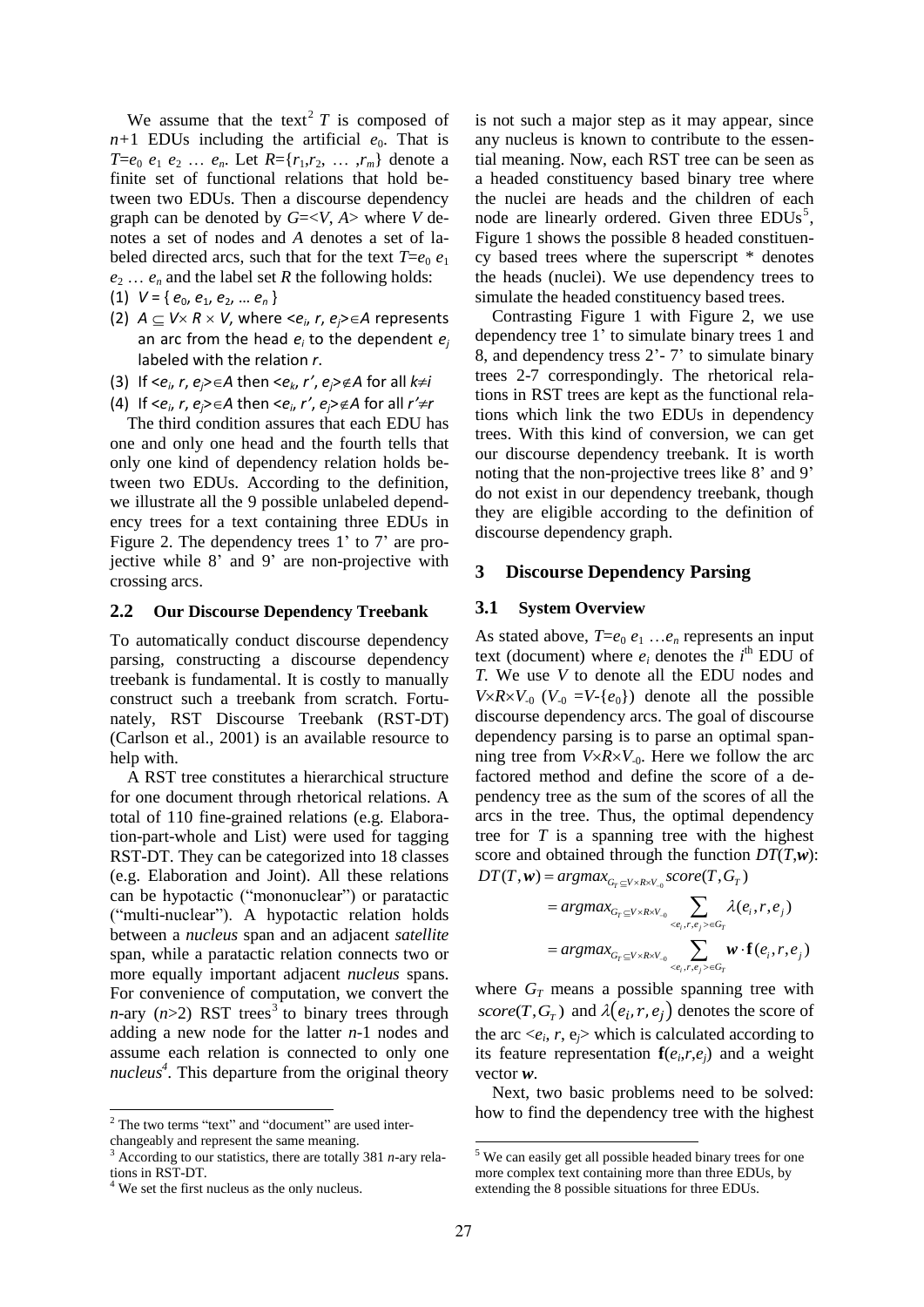We assume that the text[2] $T$ is composed of $n+1$ EDUs including the artificial $e_0$. That is $T=e_0\ e_1\ e_2\ \ldots\ e_n$. Let $R=\{r_1,r_2,\ \ldots\ ,r_m\}$ denote a finite set of functional relations that hold between two EDUs. Then a discourse dependency graph can be denoted by $G=<V, A>$ where $V$ denotes a set of nodes and $A$ denotes a set of labeled directed arcs, such that for the text $T=e_0\ e_1\ e_2\ \ldots\ e_n$ and the label set $R$ the following holds:

(1) $V = \{ e_0, e_1, e_2, \ldots e_n \}$

(2) $A \subseteq V\times R \times V$, where $<e_i, r, e_j>\in A$ represents an arc from the head $e_i$ to the dependent $e_j$ labeled with the relation $r$.

(3) If $<e_i, r, e_j>\in A$ then $<e_k, r', e_j>\notin A$ for all $k\neq i$

(4) If $<e_i, r, e_j>\in A$ then $<e_i, r', e_j>\notin A$ for all $r'\neq r$

The third condition assures that each EDU has one and only one head and the fourth tells that only one kind of dependency relation holds between two EDUs. According to the definition, we illustrate all the 9 possible unlabeled dependency trees for a text containing three EDUs in Figure 2. The dependency trees 1' to 7' are projective while 8' and 9' are non-projective with crossing arcs.

### 2.2 Our Discourse Dependency Treebank

To automatically conduct discourse dependency parsing, constructing a discourse dependency treebank is fundamental. It is costly to manually construct such a treebank from scratch. Fortunately, RST Discourse Treebank (RST-DT) (Carlson et al., 2001) is an available resource to help with.

A RST tree constitutes a hierarchical structure for one document through rhetorical relations. A total of 110 fine-grained relations (e.g. Elaboration-part-whole and List) were used for tagging RST-DT. They can be categorized into 18 classes (e.g. Elaboration and Joint). All these relations can be hypotactic ("mononuclear") or paratactic ("multi-nuclear"). A hypotactic relation holds between a *nucleus* span and an adjacent *satellite* span, while a paratactic relation connects two or more equally important adjacent *nucleus* spans. For convenience of computation, we convert the $n$-ary ($n$>2) RST trees[3] to binary trees through adding a new node for the latter $n$-1 nodes and assume each relation is connected to only one *nucleus*[4]. This departure from the original theory is not such a major step as it may appear, since any nucleus is known to contribute to the essential meaning. Now, each RST tree can be seen as a headed constituency based binary tree where the nuclei are heads and the children of each node are linearly ordered. Given three EDUs[5], Figure 1 shows the possible 8 headed constituency based trees where the superscript * denotes the heads (nuclei). We use dependency trees to simulate the headed constituency based trees.

Contrasting Figure 1 with Figure 2, we use dependency tree 1' to simulate binary trees 1 and 8, and dependency tress 2'- 7' to simulate binary trees 2-7 correspondingly. The rhetorical relations in RST trees are kept as the functional relations which link the two EDUs in dependency trees. With this kind of conversion, we can get our discourse dependency treebank. It is worth noting that the non-projective trees like 8' and 9' do not exist in our dependency treebank, though they are eligible according to the definition of discourse dependency graph.

## 3 Discourse Dependency Parsing

### 3.1 System Overview

As stated above, $T=e_0\ e_1\ \ldots e_n$ represents an input text (document) where $e_i$ denotes the $i^{\text{th}}$ EDU of $T$. We use $V$ to denote all the EDU nodes and $V\times R\times V_{-0}$ ($V_{-0} = V$-$\{e_0\}$) denote all the possible discourse dependency arcs. The goal of discourse dependency parsing is to parse an optimal spanning tree from $V\times R\times V_{-0}$. Here we follow the arc factored method and define the score of a dependency tree as the sum of the scores of all the arcs in the tree. Thus, the optimal dependency tree for $T$ is a spanning tree with the highest score and obtained through the function $DT(T,\boldsymbol{w})$:

$$
\begin{aligned}
DT(T,\boldsymbol{w}) &= argmax_{G_T \subseteq V\times R\times V_{-0}}\, score(T, G_T) \\
&= argmax_{G_T \subseteq V\times R\times V_{-0}} \sum_{<e_i,r,e_j>\in G_T} \lambda(e_i, r, e_j) \\
&= argmax_{G_T \subseteq V\times R\times V_{-0}} \sum_{<e_i,r,e_j>\in G_T} \boldsymbol{w}\cdot \mathbf{f}(e_i, r, e_j)
\end{aligned}
$$

where $G_T$ means a possible spanning tree with $score(T, G_T)$ and $\lambda(e_i, r, e_j)$ denotes the score of the arc $<e_i, r, e_j>$ which is calculated according to its feature representation $\mathbf{f}(e_i,r,e_j)$ and a weight vector $\boldsymbol{w}$.

Next, two basic problems need to be solved: how to find the dependency tree with the highest

[2] The two terms "text" and "document" are used interchangeably and represent the same meaning.

[3] According to our statistics, there are totally 381 $n$-ary relations in RST-DT.

[4] We set the first nucleus as the only nucleus.

[5] We can easily get all possible headed binary trees for one more complex text containing more than three EDUs, by extending the 8 possible situations for three EDUs.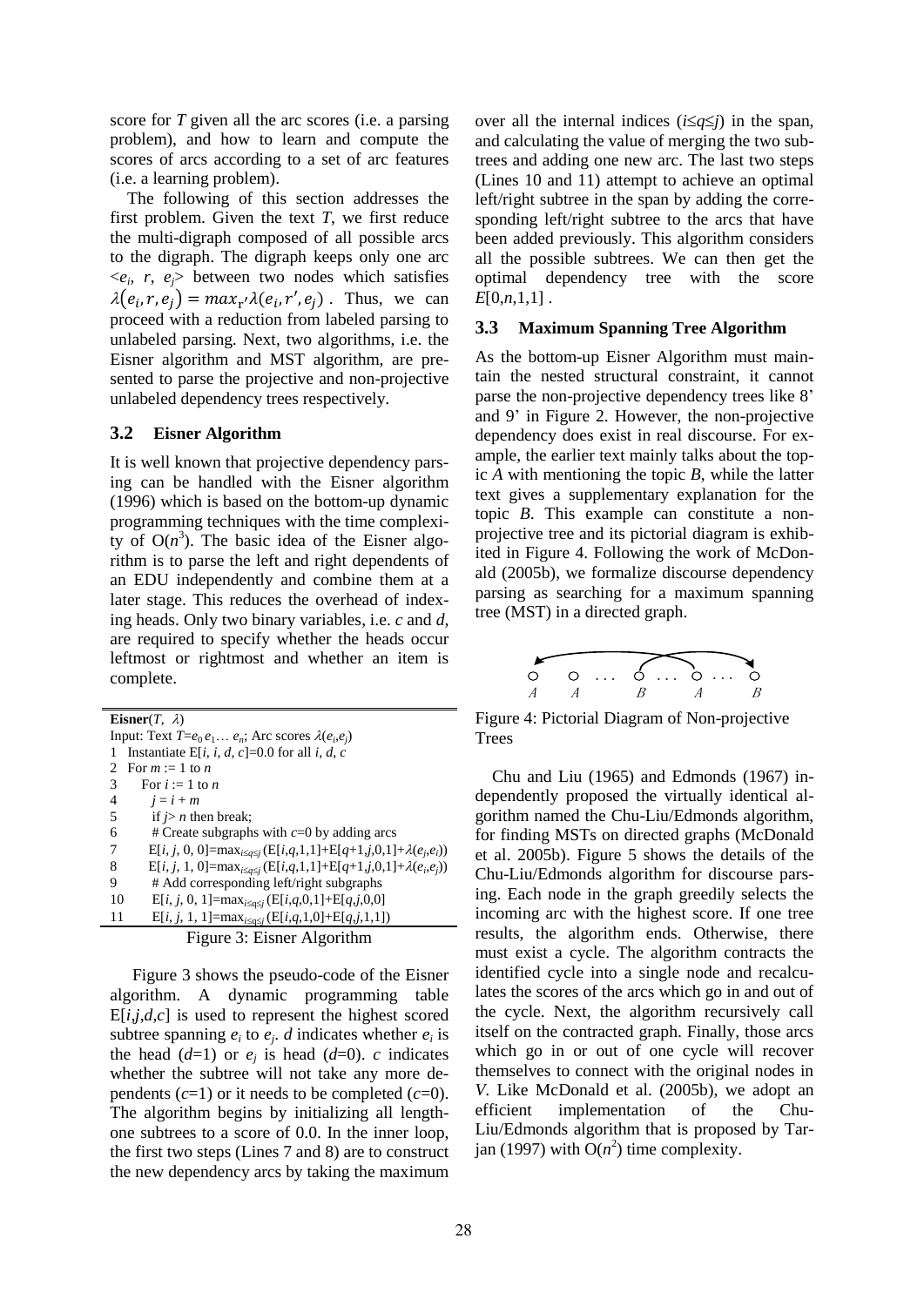score for $T$ given all the arc scores (i.e. a parsing problem), and how to learn and compute the scores of arcs according to a set of arc features (i.e. a learning problem).

The following of this section addresses the first problem. Given the text $T$, we first reduce the multi-digraph composed of all possible arcs to the digraph. The digraph keeps only one arc $<e_i, r, e_j>$ between two nodes which satisfies $\lambda(e_i, r, e_j) = max_{r'}\lambda(e_i, r', e_j)$ . Thus, we can proceed with a reduction from labeled parsing to unlabeled parsing. Next, two algorithms, i.e. the Eisner algorithm and MST algorithm, are presented to parse the projective and non-projective unlabeled dependency trees respectively.

### 3.2 Eisner Algorithm

It is well known that projective dependency parsing can be handled with the Eisner algorithm (1996) which is based on the bottom-up dynamic programming techniques with the time complexity of $O(n^3)$. The basic idea of the Eisner algorithm is to parse the left and right dependents of an EDU independently and combine them at a later stage. This reduces the overhead of indexing heads. Only two binary variables, i.e. $c$ and $d$, are required to specify whether the heads occur leftmost or rightmost and whether an item is complete.

```
Eisner(T, λ)
Input: Text T=e0 e1… en; Arc scores λ(ei,ej)
1  Instantiate E[i, i, d, c]=0.0 for all i, d, c
2  For m := 1 to n
3     For i := 1 to n
4        j = i + m
5        if j> n then break;
6        # Create subgraphs with c=0 by adding arcs
7        E[i, j, 0, 0]=max_{i≤q≤j}(E[i,q,1,1]+E[q+1,j,0,1]+λ(ej,ei))
8        E[i, j, 1, 0]=max_{i≤q≤j}(E[i,q,1,1]+E[q+1,j,0,1]+λ(ei,ej))
9        # Add corresponding left/right subgraphs
10       E[i, j, 0, 1]=max_{i≤q≤j}(E[i,q,0,1]+E[q,j,0,0]
11       E[i, j, 1, 1]=max_{i≤q≤j}(E[i,q,1,0]+E[q,j,1,1])
```

Figure 3: Eisner Algorithm

Figure 3 shows the pseudo-code of the Eisner algorithm. A dynamic programming table $E[i,j,d,c]$ is used to represent the highest scored subtree spanning $e_i$ to $e_j$. $d$ indicates whether $e_i$ is the head ($d$=1) or $e_j$ is head ($d$=0). $c$ indicates whether the subtree will not take any more dependents ($c$=1) or it needs to be completed ($c$=0). The algorithm begins by initializing all length-one subtrees to a score of 0.0. In the inner loop, the first two steps (Lines 7 and 8) are to construct the new dependency arcs by taking the maximum over all the internal indices ($i \le q \le j$) in the span, and calculating the value of merging the two subtrees and adding one new arc. The last two steps (Lines 10 and 11) attempt to achieve an optimal left/right subtree in the span by adding the corresponding left/right subtree to the arcs that have been added previously. This algorithm considers all the possible subtrees. We can then get the optimal dependency tree with the score $E[0,n,1,1]$ .

### 3.3 Maximum Spanning Tree Algorithm

As the bottom-up Eisner Algorithm must maintain the nested structural constraint, it cannot parse the non-projective dependency trees like 8' and 9' in Figure 2. However, the non-projective dependency does exist in real discourse. For example, the earlier text mainly talks about the topic $A$ with mentioning the topic $B$, while the latter text gives a supplementary explanation for the topic $B$. This example can constitute a non-projective tree and its pictorial diagram is exhibited in Figure 4. Following the work of McDonald (2005b), we formalize discourse dependency parsing as searching for a maximum spanning tree (MST) in a directed graph.

A A ... B ... A ... B

Figure 4: Pictorial Diagram of Non-projective Trees

Chu and Liu (1965) and Edmonds (1967) independently proposed the virtually identical algorithm named the Chu-Liu/Edmonds algorithm, for finding MSTs on directed graphs (McDonald et al. 2005b). Figure 5 shows the details of the Chu-Liu/Edmonds algorithm for discourse parsing. Each node in the graph greedily selects the incoming arc with the highest score. If one tree results, the algorithm ends. Otherwise, there must exist a cycle. The algorithm contracts the identified cycle into a single node and recalculates the scores of the arcs which go in and out of the cycle. Next, the algorithm recursively call itself on the contracted graph. Finally, those arcs which go in or out of one cycle will recover themselves to connect with the original nodes in $V$. Like McDonald et al. (2005b), we adopt an efficient implementation of the Chu-Liu/Edmonds algorithm that is proposed by Tarjan (1997) with $O(n^2)$ time complexity.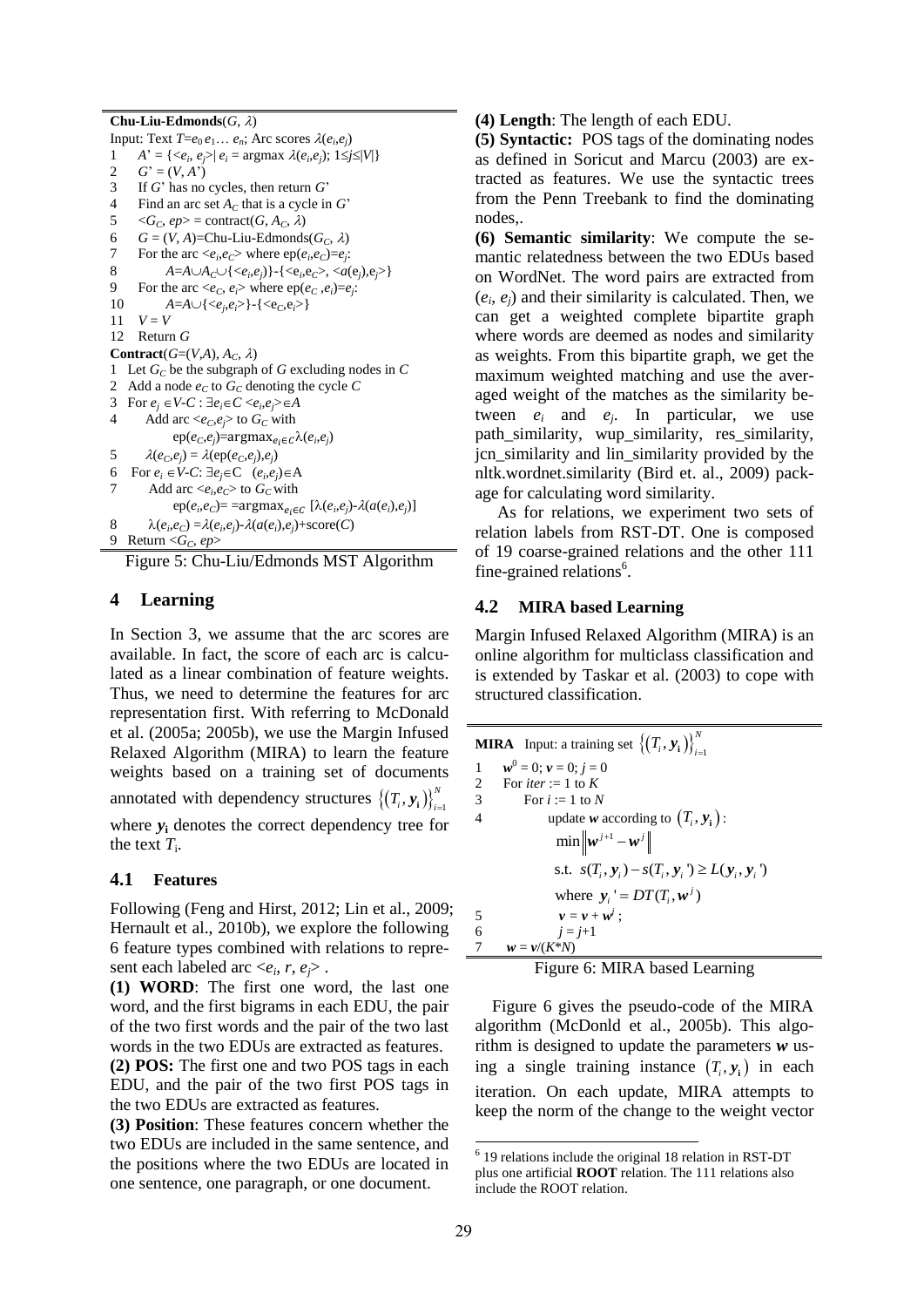**Chu-Liu-Edmonds**($G$, $\lambda$)

Input: Text $T=e_0 e_1 \ldots e_n$; Arc scores $\lambda(e_i,e_j)$

1 $A' = \{<e_i, e_j>| e_i = \text{argmax } \lambda(e_i,e_j);\ 1 \leq j \leq |V|\}$
2 $G' = (V, A')$
3 If $G'$ has no cycles, then return $G'$
4 Find an arc set $A_C$ that is a cycle in $G'$
5 $<G_C, ep> = \text{contract}(G, A_C, \lambda)$
6 $G = (V, A)$=Chu-Liu-Edmonds($G_C$, $\lambda$)
7 For the arc $<e_i,e_C>$ where $\text{ep}(e_i,e_C)=e_j$:
8 $\quad A=A \cup A_C \cup \{<e_i,e_j>\}-\{<e_i,e_C>, <a(e_j),e_j>\}$
9 For the arc $<e_C, e_i>$ where $\text{ep}(e_C, e_i)=e_j$:
10 $\quad A=A \cup \{<e_j,e_i>\}-\{<e_C,e_i>\}$
11 $V = V$
12 Return $G$

**Contract**($G$=($V$,$A$), $A_C$, $\lambda$)

1 Let $G_C$ be the subgraph of $G$ excluding nodes in $C$
2 Add a node $e_C$ to $G_C$ denoting the cycle $C$
3 For $e_j \in V\text{-}C : \exists e_i \in C <e_i,e_j> \in A$
4 $\quad$ Add arc $<e_C,e_j>$ to $G_C$ with $\text{ep}(e_C,e_j)=\text{argmax}_{e_i \in C} \lambda(e_i,e_j)$
5 $\quad \lambda(e_C,e_j) = \lambda(\text{ep}(e_C,e_j),e_j)$
6 For $e_i \in V\text{-}C$: $\exists e_j \in C\ (e_i,e_j) \in A$
7 $\quad$ Add arc $<e_i,e_C>$ to $G_C$ with $\text{ep}(e_i,e_C)= =\text{argmax}_{e_j \in C} [\lambda(e_i,e_j)-\lambda(a(e_i),e_j)]$
8 $\quad \lambda(e_i,e_C) =\lambda(e_i,e_j)-\lambda(a(e_i),e_j)+\text{score}(C)$
9 Return $<G_C, ep>$

Figure 5: Chu-Liu/Edmonds MST Algorithm

## 4 Learning

In Section 3, we assume that the arc scores are available. In fact, the score of each arc is calculated as a linear combination of feature weights. Thus, we need to determine the features for arc representation first. With referring to McDonald et al. (2005a; 2005b), we use the Margin Infused Relaxed Algorithm (MIRA) to learn the feature weights based on a training set of documents annotated with dependency structures $\{(T_i, \boldsymbol{y}_i)\}_{i=1}^{N}$ where $\boldsymbol{y}_i$ denotes the correct dependency tree for the text $T_i$.

### 4.1 Features

Following (Feng and Hirst, 2012; Lin et al., 2009; Hernault et al., 2010b), we explore the following 6 feature types combined with relations to represent each labeled arc $<e_i, r, e_j>$ .

**(1) WORD**: The first one word, the last one word, and the first bigrams in each EDU, the pair of the two first words and the pair of the two last words in the two EDUs are extracted as features.

**(2) POS:** The first one and two POS tags in each EDU, and the pair of the two first POS tags in the two EDUs are extracted as features.

**(3) Position**: These features concern whether the two EDUs are included in the same sentence, and the positions where the two EDUs are located in one sentence, one paragraph, or one document.

**(4) Length**: The length of each EDU.

**(5) Syntactic:** POS tags of the dominating nodes as defined in Soricut and Marcu (2003) are extracted as features. We use the syntactic trees from the Penn Treebank to find the dominating nodes,.

**(6) Semantic similarity**: We compute the semantic relatedness between the two EDUs based on WordNet. The word pairs are extracted from ($e_i$, $e_j$) and their similarity is calculated. Then, we can get a weighted complete bipartite graph where words are deemed as nodes and similarity as weights. From this bipartite graph, we get the maximum weighted matching and use the averaged weight of the matches as the similarity between $e_i$ and $e_j$. In particular, we use path_similarity, wup_similarity, res_similarity, jcn_similarity and lin_similarity provided by the nltk.wordnet.similarity (Bird et. al., 2009) package for calculating word similarity.

As for relations, we experiment two sets of relation labels from RST-DT. One is composed of 19 coarse-grained relations and the other 111 fine-grained relations[6].

### 4.2 MIRA based Learning

Margin Infused Relaxed Algorithm (MIRA) is an online algorithm for multiclass classification and is extended by Taskar et al. (2003) to cope with structured classification.

**MIRA** Input: a training set $\{(T_i, \boldsymbol{y}_i)\}_{i=1}^{N}$

1 $\boldsymbol{w}^0 = 0$; $\boldsymbol{v} = 0$; $j = 0$
2 For *iter* := 1 to $K$
3 $\quad$ For $i$ := 1 to $N$
4 $\quad\quad$ update $\boldsymbol{w}$ according to $(T_i, \boldsymbol{y}_i)$:
$$\min \left\| \boldsymbol{w}^{j+1} - \boldsymbol{w}^{j} \right\|$$
$$\text{s.t. } s(T_i, \boldsymbol{y}_i) - s(T_i, \boldsymbol{y}_i') \geq L(\boldsymbol{y}_i, \boldsymbol{y}_i')$$
$$\text{where } \boldsymbol{y}_i' = DT(T_i, \boldsymbol{w}^j)$$
5 $\quad\quad \boldsymbol{v} = \boldsymbol{v} + \boldsymbol{w}^j$ ;
6 $\quad\quad j = j+1$
7 $\boldsymbol{w} = \boldsymbol{v}/(K*N)$

Figure 6: MIRA based Learning

Figure 6 gives the pseudo-code of the MIRA algorithm (McDonld et al., 2005b). This algorithm is designed to update the parameters $\boldsymbol{w}$ using a single training instance $(T_i, \boldsymbol{y}_i)$ in each iteration. On each update, MIRA attempts to keep the norm of the change to the weight vector

[6] 19 relations include the original 18 relation in RST-DT plus one artificial **ROOT** relation. The 111 relations also include the ROOT relation.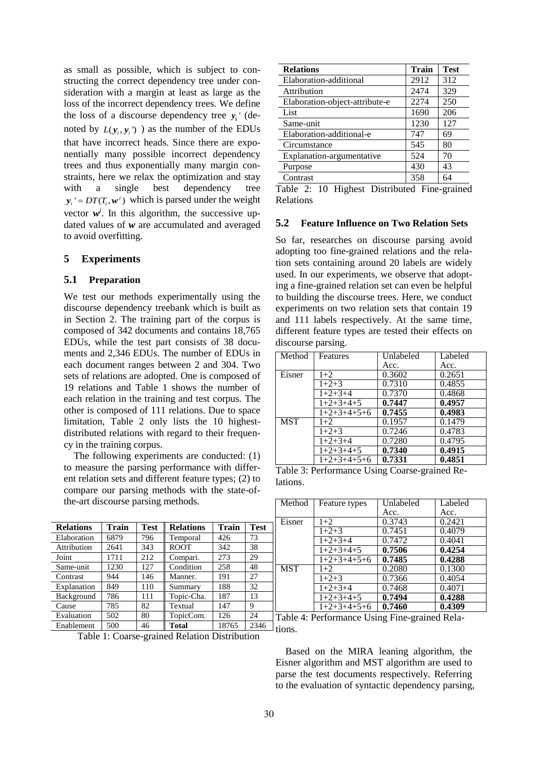as small as possible, which is subject to constructing the correct dependency tree under consideration with a margin at least as large as the loss of the incorrect dependency trees. We define the loss of a discourse dependency tree $\boldsymbol{y}_i'$ (denoted by $L(\boldsymbol{y}_i, \boldsymbol{y}_i')$ ) as the number of the EDUs that have incorrect heads. Since there are exponentially many possible incorrect dependency trees and thus exponentially many margin constraints, here we relax the optimization and stay with a single best dependency tree $\boldsymbol{y}_i' = DT(T_i, \boldsymbol{w}^j)$ which is parsed under the weight vector $\boldsymbol{w}^j$. In this algorithm, the successive updated values of $\boldsymbol{w}$ are accumulated and averaged to avoid overfitting.

## 5 Experiments

### 5.1 Preparation

We test our methods experimentally using the discourse dependency treebank which is built as in Section 2. The training part of the corpus is composed of 342 documents and contains 18,765 EDUs, while the test part consists of 38 documents and 2,346 EDUs. The number of EDUs in each document ranges between 2 and 304. Two sets of relations are adopted. One is composed of 19 relations and Table 1 shows the number of each relation in the training and test corpus. The other is composed of 111 relations. Due to space limitation, Table 2 only lists the 10 highest-distributed relations with regard to their frequency in the training corpus.

The following experiments are conducted: (1) to measure the parsing performance with different relation sets and different feature types; (2) to compare our parsing methods with the state-of-the-art discourse parsing methods.

| Relations | Train | Test | Relations | Train | Test |
|---|---|---|---|---|---|
| Elaboration | 6879 | 796 | Temporal | 426 | 73 |
| Attribution | 2641 | 343 | ROOT | 342 | 38 |
| Joint | 1711 | 212 | Compari. | 273 | 29 |
| Same-unit | 1230 | 127 | Condition | 258 | 48 |
| Contrast | 944 | 146 | Manner. | 191 | 27 |
| Explanation | 849 | 110 | Summary | 188 | 32 |
| Background | 786 | 111 | Topic-Cha. | 187 | 13 |
| Cause | 785 | 82 | Textual | 147 | 9 |
| Evaluation | 502 | 80 | TopicCom. | 126 | 24 |
| Enablement | 500 | 46 | **Total** | 18765 | 2346 |

Table 1: Coarse-grained Relation Distribution

| Relations | Train | Test |
|---|---|---|
| Elaboration-additional | 2912 | 312 |
| Attribution | 2474 | 329 |
| Elaboration-object-attribute-e | 2274 | 250 |
| List | 1690 | 206 |
| Same-unit | 1230 | 127 |
| Elaboration-additional-e | 747 | 69 |
| Circumstance | 545 | 80 |
| Explanation-argumentative | 524 | 70 |
| Purpose | 430 | 43 |
| Contrast | 358 | 64 |

Table 2: 10 Highest Distributed Fine-grained Relations

### 5.2 Feature Influence on Two Relation Sets

So far, researches on discourse parsing avoid adopting too fine-grained relations and the relation sets containing around 20 labels are widely used. In our experiments, we observe that adopting a fine-grained relation set can even be helpful to building the discourse trees. Here, we conduct experiments on two relation sets that contain 19 and 111 labels respectively. At the same time, different feature types are tested their effects on discourse parsing.

| Method | Features | Unlabeled Acc. | Labeled Acc. |
|---|---|---|---|
| Eisner | 1+2 | 0.3602 | 0.2651 |
| | 1+2+3 | 0.7310 | 0.4855 |
| | 1+2+3+4 | 0.7370 | 0.4868 |
| | 1+2+3+4+5 | **0.7447** | **0.4957** |
| | 1+2+3+4+5+6 | **0.7455** | **0.4983** |
| MST | 1+2 | 0.1957 | 0.1479 |
| | 1+2+3 | 0.7246 | 0.4783 |
| | 1+2+3+4 | 0.7280 | 0.4795 |
| | 1+2+3+4+5 | **0.7340** | **0.4915** |
| | 1+2+3+4+5+6 | **0.7331** | **0.4851** |

Table 3: Performance Using Coarse-grained Relations.

| Method | Feature types | Unlabeled Acc. | Labeled Acc. |
|---|---|---|---|
| Eisner | 1+2 | 0.3743 | 0.2421 |
| | 1+2+3 | 0.7451 | 0.4079 |
| | 1+2+3+4 | 0.7472 | 0.4041 |
| | 1+2+3+4+5 | **0.7506** | **0.4254** |
| | 1+2+3+4+5+6 | **0.7485** | **0.4288** |
| MST | 1+2 | 0.2080 | 0.1300 |
| | 1+2+3 | 0.7366 | 0.4054 |
| | 1+2+3+4 | 0.7468 | 0.4071 |
| | 1+2+3+4+5 | **0.7494** | **0.4288** |
| | 1+2+3+4+5+6 | **0.7460** | **0.4309** |

Table 4: Performance Using Fine-grained Relations.

Based on the MIRA leaning algorithm, the Eisner algorithm and MST algorithm are used to parse the test documents respectively. Referring to the evaluation of syntactic dependency parsing,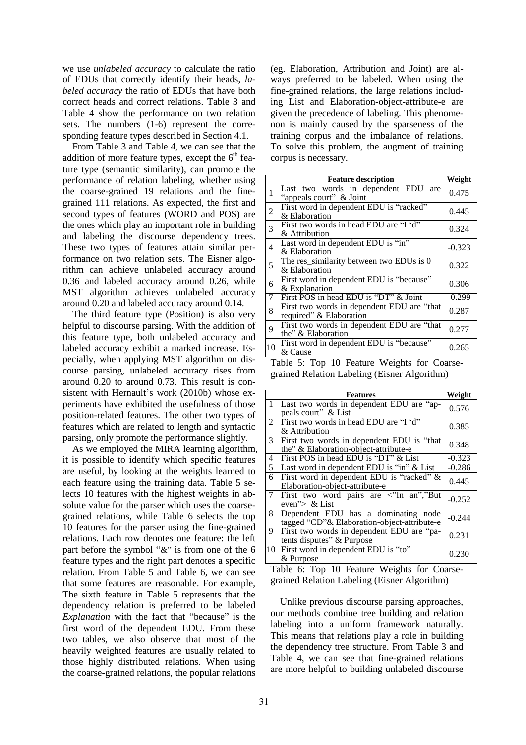we use *unlabeled accuracy* to calculate the ratio of EDUs that correctly identify their heads, *labeled accuracy* the ratio of EDUs that have both correct heads and correct relations. Table 3 and Table 4 show the performance on two relation sets. The numbers (1-6) represent the corresponding feature types described in Section 4.1.

From Table 3 and Table 4, we can see that the addition of more feature types, except the 6th feature type (semantic similarity), can promote the performance of relation labeling, whether using the coarse-grained 19 relations and the fine-grained 111 relations. As expected, the first and second types of features (WORD and POS) are the ones which play an important role in building and labeling the discourse dependency trees. These two types of features attain similar performance on two relation sets. The Eisner algorithm can achieve unlabeled accuracy around 0.36 and labeled accuracy around 0.26, while MST algorithm achieves unlabeled accuracy around 0.20 and labeled accuracy around 0.14.

The third feature type (Position) is also very helpful to discourse parsing. With the addition of this feature type, both unlabeled accuracy and labeled accuracy exhibit a marked increase. Especially, when applying MST algorithm on discourse parsing, unlabeled accuracy rises from around 0.20 to around 0.73. This result is consistent with Hernault's work (2010b) whose experiments have exhibited the usefulness of those position-related features. The other two types of features which are related to length and syntactic parsing, only promote the performance slightly.

As we employed the MIRA learning algorithm, it is possible to identify which specific features are useful, by looking at the weights learned to each feature using the training data. Table 5 selects 10 features with the highest weights in absolute value for the parser which uses the coarse-grained relations, while Table 6 selects the top 10 features for the parser using the fine-grained relations. Each row denotes one feature: the left part before the symbol "&" is from one of the 6 feature types and the right part denotes a specific relation. From Table 5 and Table 6, we can see that some features are reasonable. For example, The sixth feature in Table 5 represents that the dependency relation is preferred to be labeled *Explanation* with the fact that "because" is the first word of the dependent EDU. From these two tables, we also observe that most of the heavily weighted features are usually related to those highly distributed relations. When using the coarse-grained relations, the popular relations (eg. Elaboration, Attribution and Joint) are always preferred to be labeled. When using the fine-grained relations, the large relations including List and Elaboration-object-attribute-e are given the precedence of labeling. This phenomenon is mainly caused by the sparseness of the training corpus and the imbalance of relations. To solve this problem, the augment of training corpus is necessary.

| | Feature description | Weight |
|---|---|---|
| 1 | Last two words in dependent EDU are "appeals court" & Joint | 0.475 |
| 2 | First word in dependent EDU is "racked" & Elaboration | 0.445 |
| 3 | First two words in head EDU are "I 'd" & Attribution | 0.324 |
| 4 | Last word in dependent EDU is "in" & Elaboration | -0.323 |
| 5 | The res_similarity between two EDUs is 0 & Elaboration | 0.322 |
| 6 | First word in dependent EDU is "because" & Explanation | 0.306 |
| 7 | First POS in head EDU is "DT" & Joint | -0.299 |
| 8 | First two words in dependent EDU are "that required" & Elaboration | 0.287 |
| 9 | First two words in dependent EDU are "that the" & Elaboration | 0.277 |
| 10 | First word in dependent EDU is "because" & Cause | 0.265 |

Table 5: Top 10 Feature Weights for Coarse-grained Relation Labeling (Eisner Algorithm)

| | Features | Weight |
|---|---|---|
| 1 | Last two words in dependent EDU are "appeals court" & List | 0.576 |
| 2 | First two words in head EDU are "I 'd" & Attribution | 0.385 |
| 3 | First two words in dependent EDU is "that the" & Elaboration-object-attribute-e | 0.348 |
| 4 | First POS in head EDU is "DT" & List | -0.323 |
| 5 | Last word in dependent EDU is "in" & List | -0.286 |
| 6 | First word in dependent EDU is "racked" & Elaboration-object-attribute-e | 0.445 |
| 7 | First two word pairs are <"In an","But even"> & List | -0.252 |
| 8 | Dependent EDU has a dominating node tagged "CD"& Elaboration-object-attribute-e | -0.244 |
| 9 | First two words in dependent EDU are "patents disputes" & Purpose | 0.231 |
| 10 | First word in dependent EDU is "to" & Purpose | 0.230 |

Table 6: Top 10 Feature Weights for Coarse-grained Relation Labeling (Eisner Algorithm)

Unlike previous discourse parsing approaches, our methods combine tree building and relation labeling into a uniform framework naturally. This means that relations play a role in building the dependency tree structure. From Table 3 and Table 4, we can see that fine-grained relations are more helpful to building unlabeled discourse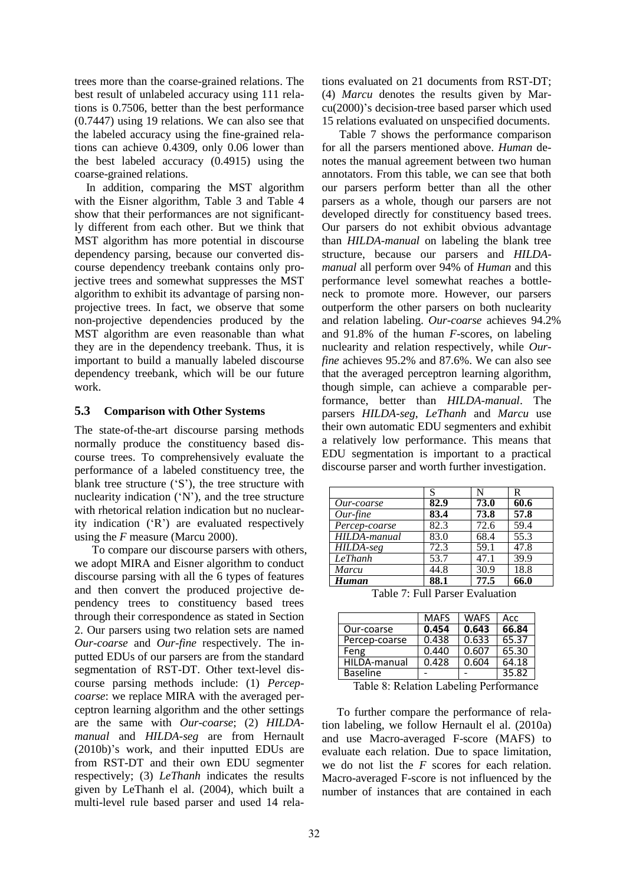trees more than the coarse-grained relations. The best result of unlabeled accuracy using 111 relations is 0.7506, better than the best performance (0.7447) using 19 relations. We can also see that the labeled accuracy using the fine-grained relations can achieve 0.4309, only 0.06 lower than the best labeled accuracy (0.4915) using the coarse-grained relations.

In addition, comparing the MST algorithm with the Eisner algorithm, Table 3 and Table 4 show that their performances are not significantly different from each other. But we think that MST algorithm has more potential in discourse dependency parsing, because our converted discourse dependency treebank contains only projective trees and somewhat suppresses the MST algorithm to exhibit its advantage of parsing non-projective trees. In fact, we observe that some non-projective dependencies produced by the MST algorithm are even reasonable than what they are in the dependency treebank. Thus, it is important to build a manually labeled discourse dependency treebank, which will be our future work.

### 5.3 Comparison with Other Systems

The state-of-the-art discourse parsing methods normally produce the constituency based discourse trees. To comprehensively evaluate the performance of a labeled constituency tree, the blank tree structure ('S'), the tree structure with nuclearity indication ('N'), and the tree structure with rhetorical relation indication but no nuclearity indication ('R') are evaluated respectively using the *F* measure (Marcu 2000).

To compare our discourse parsers with others, we adopt MIRA and Eisner algorithm to conduct discourse parsing with all the 6 types of features and then convert the produced projective dependency trees to constituency based trees through their correspondence as stated in Section 2. Our parsers using two relation sets are named *Our-coarse* and *Our-fine* respectively. The inputted EDUs of our parsers are from the standard segmentation of RST-DT. Other text-level discourse parsing methods include: (1) *Percep-coarse*: we replace MIRA with the averaged perceptron learning algorithm and the other settings are the same with *Our-coarse*; (2) *HILDA-manual* and *HILDA-seg* are from Hernault (2010b)'s work, and their inputted EDUs are from RST-DT and their own EDU segmenter respectively; (3) *LeThanh* indicates the results given by LeThanh el al. (2004), which built a multi-level rule based parser and used 14 relations evaluated on 21 documents from RST-DT; (4) *Marcu* denotes the results given by Marcu(2000)'s decision-tree based parser which used 15 relations evaluated on unspecified documents.

Table 7 shows the performance comparison for all the parsers mentioned above. *Human* denotes the manual agreement between two human annotators. From this table, we can see that both our parsers perform better than all the other parsers as a whole, though our parsers are not developed directly for constituency based trees. Our parsers do not exhibit obvious advantage than *HILDA-manual* on labeling the blank tree structure, because our parsers and *HILDA-manual* all perform over 94% of *Human* and this performance level somewhat reaches a bottleneck to promote more. However, our parsers outperform the other parsers on both nuclearity and relation labeling. *Our-coarse* achieves 94.2% and 91.8% of the human *F*-scores, on labeling nuclearity and relation respectively, while *Our-fine* achieves 95.2% and 87.6%. We can also see that the averaged perceptron learning algorithm, though simple, can achieve a comparable performance, better than *HILDA-manual*. The parsers *HILDA-seg*, *LeThanh* and *Marcu* use their own automatic EDU segmenters and exhibit a relatively low performance. This means that EDU segmentation is important to a practical discourse parser and worth further investigation.

| | S | N | R |
|---|---|---|---|
| *Our-coarse* | **82.9** | **73.0** | **60.6** |
| *Our-fine* | **83.4** | **73.8** | **57.8** |
| *Percep-coarse* | 82.3 | 72.6 | 59.4 |
| *HILDA-manual* | 83.0 | 68.4 | 55.3 |
| *HILDA-seg* | 72.3 | 59.1 | 47.8 |
| *LeThanh* | 53.7 | 47.1 | 39.9 |
| *Marcu* | 44.8 | 30.9 | 18.8 |
| ***Human*** | **88.1** | **77.5** | **66.0** |

Table 7: Full Parser Evaluation

| | MAFS | WAFS | Acc |
|---|---|---|---|
| Our-coarse | **0.454** | **0.643** | **66.84** |
| Percep-coarse | 0.438 | 0.633 | 65.37 |
| Feng | 0.440 | 0.607 | 65.30 |
| HILDA-manual | 0.428 | 0.604 | 64.18 |
| Baseline | - | - | 35.82 |

Table 8: Relation Labeling Performance

To further compare the performance of relation labeling, we follow Hernault el al. (2010a) and use Macro-averaged F-score (MAFS) to evaluate each relation. Due to space limitation, we do not list the *F* scores for each relation. Macro-averaged F-score is not influenced by the number of instances that are contained in each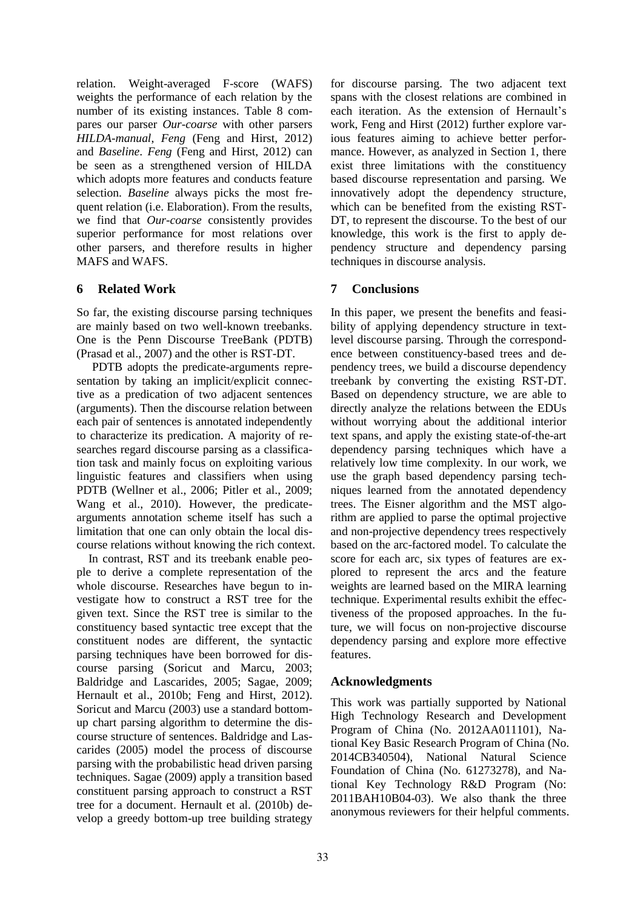relation. Weight-averaged F-score (WAFS) weights the performance of each relation by the number of its existing instances. Table 8 compares our parser *Our-coarse* with other parsers *HILDA-manual*, *Feng* (Feng and Hirst, 2012) and *Baseline*. *Feng* (Feng and Hirst, 2012) can be seen as a strengthened version of HILDA which adopts more features and conducts feature selection. *Baseline* always picks the most frequent relation (i.e. Elaboration). From the results, we find that *Our-coarse* consistently provides superior performance for most relations over other parsers, and therefore results in higher MAFS and WAFS.

## 6 Related Work

So far, the existing discourse parsing techniques are mainly based on two well-known treebanks. One is the Penn Discourse TreeBank (PDTB) (Prasad et al., 2007) and the other is RST-DT.

PDTB adopts the predicate-arguments representation by taking an implicit/explicit connective as a predication of two adjacent sentences (arguments). Then the discourse relation between each pair of sentences is annotated independently to characterize its predication. A majority of researches regard discourse parsing as a classification task and mainly focus on exploiting various linguistic features and classifiers when using PDTB (Wellner et al., 2006; Pitler et al., 2009; Wang et al., 2010). However, the predicate-arguments annotation scheme itself has such a limitation that one can only obtain the local discourse relations without knowing the rich context.

In contrast, RST and its treebank enable people to derive a complete representation of the whole discourse. Researches have begun to investigate how to construct a RST tree for the given text. Since the RST tree is similar to the constituency based syntactic tree except that the constituent nodes are different, the syntactic parsing techniques have been borrowed for discourse parsing (Soricut and Marcu, 2003; Baldridge and Lascarides, 2005; Sagae, 2009; Hernault et al., 2010b; Feng and Hirst, 2012). Soricut and Marcu (2003) use a standard bottom-up chart parsing algorithm to determine the discourse structure of sentences. Baldridge and Lascarides (2005) model the process of discourse parsing with the probabilistic head driven parsing techniques. Sagae (2009) apply a transition based constituent parsing approach to construct a RST tree for a document. Hernault et al. (2010b) develop a greedy bottom-up tree building strategy for discourse parsing. The two adjacent text spans with the closest relations are combined in each iteration. As the extension of Hernault's work, Feng and Hirst (2012) further explore various features aiming to achieve better performance. However, as analyzed in Section 1, there exist three limitations with the constituency based discourse representation and parsing. We innovatively adopt the dependency structure, which can be benefited from the existing RST-DT, to represent the discourse. To the best of our knowledge, this work is the first to apply dependency structure and dependency parsing techniques in discourse analysis.

## 7 Conclusions

In this paper, we present the benefits and feasibility of applying dependency structure in text-level discourse parsing. Through the correspondence between constituency-based trees and dependency trees, we build a discourse dependency treebank by converting the existing RST-DT. Based on dependency structure, we are able to directly analyze the relations between the EDUs without worrying about the additional interior text spans, and apply the existing state-of-the-art dependency parsing techniques which have a relatively low time complexity. In our work, we use the graph based dependency parsing techniques learned from the annotated dependency trees. The Eisner algorithm and the MST algorithm are applied to parse the optimal projective and non-projective dependency trees respectively based on the arc-factored model. To calculate the score for each arc, six types of features are explored to represent the arcs and the feature weights are learned based on the MIRA learning technique. Experimental results exhibit the effectiveness of the proposed approaches. In the future, we will focus on non-projective discourse dependency parsing and explore more effective features.

## Acknowledgments

This work was partially supported by National High Technology Research and Development Program of China (No. 2012AA011101), National Key Basic Research Program of China (No. 2014CB340504), National Natural Science Foundation of China (No. 61273278), and National Key Technology R&D Program (No: 2011BAH10B04-03). We also thank the three anonymous reviewers for their helpful comments.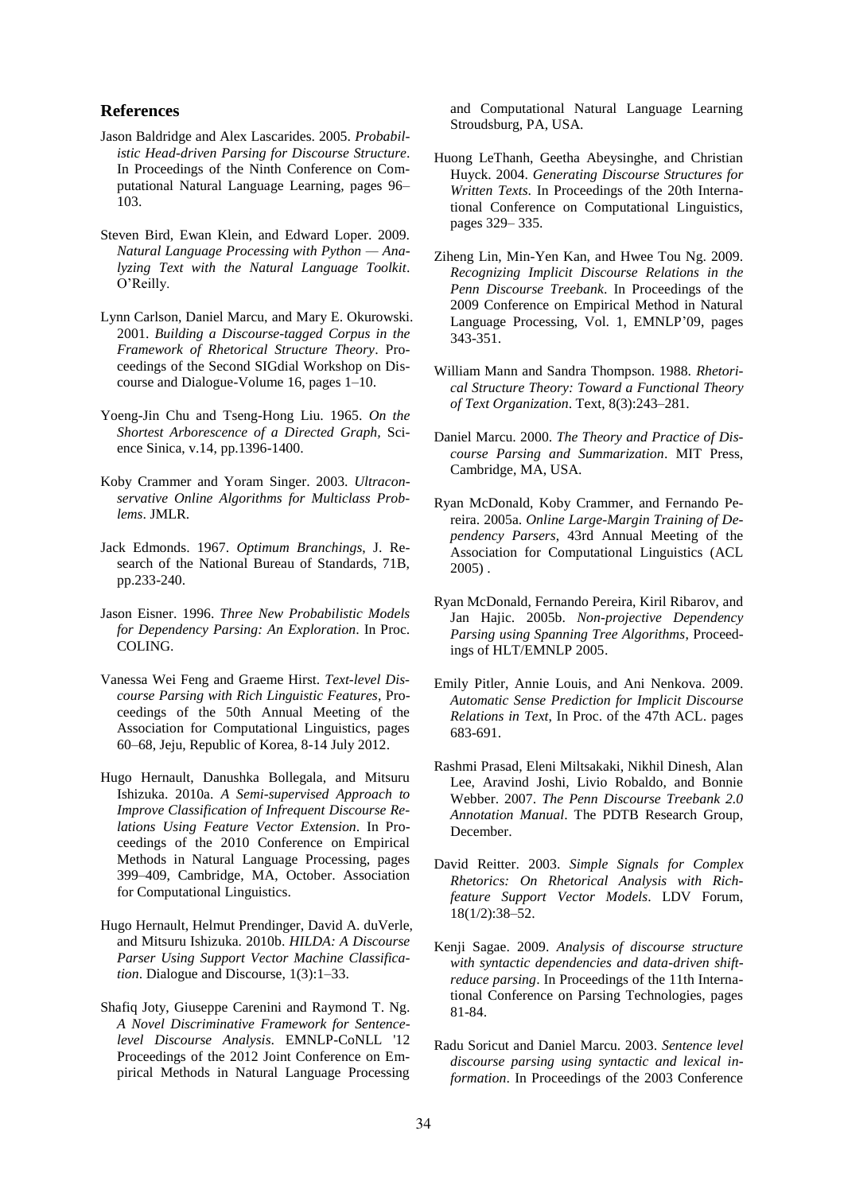## References

Jason Baldridge and Alex Lascarides. 2005. *Probabilistic Head-driven Parsing for Discourse Structure*. In Proceedings of the Ninth Conference on Computational Natural Language Learning, pages 96–103.

Steven Bird, Ewan Klein, and Edward Loper. 2009. *Natural Language Processing with Python — Analyzing Text with the Natural Language Toolkit*. O'Reilly.

Lynn Carlson, Daniel Marcu, and Mary E. Okurowski. 2001. *Building a Discourse-tagged Corpus in the Framework of Rhetorical Structure Theory*. Proceedings of the Second SIGdial Workshop on Discourse and Dialogue-Volume 16, pages 1–10.

Yoeng-Jin Chu and Tseng-Hong Liu. 1965. *On the Shortest Arborescence of a Directed Graph*, Science Sinica, v.14, pp.1396-1400.

Koby Crammer and Yoram Singer. 2003. *Ultraconservative Online Algorithms for Multiclass Problems*. JMLR.

Jack Edmonds. 1967. *Optimum Branchings*, J. Research of the National Bureau of Standards, 71B, pp.233-240.

Jason Eisner. 1996. *Three New Probabilistic Models for Dependency Parsing: An Exploration*. In Proc. COLING.

Vanessa Wei Feng and Graeme Hirst. *Text-level Discourse Parsing with Rich Linguistic Features*, Proceedings of the 50th Annual Meeting of the Association for Computational Linguistics, pages 60–68, Jeju, Republic of Korea, 8-14 July 2012.

Hugo Hernault, Danushka Bollegala, and Mitsuru Ishizuka. 2010a. *A Semi-supervised Approach to Improve Classification of Infrequent Discourse Relations Using Feature Vector Extension*. In Proceedings of the 2010 Conference on Empirical Methods in Natural Language Processing, pages 399–409, Cambridge, MA, October. Association for Computational Linguistics.

Hugo Hernault, Helmut Prendinger, David A. duVerle, and Mitsuru Ishizuka. 2010b. *HILDA: A Discourse Parser Using Support Vector Machine Classification*. Dialogue and Discourse, 1(3):1–33.

Shafiq Joty, Giuseppe Carenini and Raymond T. Ng. *A Novel Discriminative Framework for Sentence-level Discourse Analysis*. EMNLP-CoNLL '12 Proceedings of the 2012 Joint Conference on Empirical Methods in Natural Language Processing and Computational Natural Language Learning Stroudsburg, PA, USA.

Huong LeThanh, Geetha Abeysinghe, and Christian Huyck. 2004. *Generating Discourse Structures for Written Texts*. In Proceedings of the 20th International Conference on Computational Linguistics, pages 329– 335.

Ziheng Lin, Min-Yen Kan, and Hwee Tou Ng. 2009. *Recognizing Implicit Discourse Relations in the Penn Discourse Treebank*. In Proceedings of the 2009 Conference on Empirical Method in Natural Language Processing, Vol. 1, EMNLP'09, pages 343-351.

William Mann and Sandra Thompson. 1988. *Rhetorical Structure Theory: Toward a Functional Theory of Text Organization*. Text, 8(3):243–281.

Daniel Marcu. 2000. *The Theory and Practice of Discourse Parsing and Summarization*. MIT Press, Cambridge, MA, USA.

Ryan McDonald, Koby Crammer, and Fernando Pereira. 2005a. *Online Large-Margin Training of Dependency Parsers*, 43rd Annual Meeting of the Association for Computational Linguistics (ACL 2005) .

Ryan McDonald, Fernando Pereira, Kiril Ribarov, and Jan Hajic. 2005b. *Non-projective Dependency Parsing using Spanning Tree Algorithms*, Proceedings of HLT/EMNLP 2005.

Emily Pitler, Annie Louis, and Ani Nenkova. 2009. *Automatic Sense Prediction for Implicit Discourse Relations in Text*, In Proc. of the 47th ACL. pages 683-691.

Rashmi Prasad, Eleni Miltsakaki, Nikhil Dinesh, Alan Lee, Aravind Joshi, Livio Robaldo, and Bonnie Webber. 2007. *The Penn Discourse Treebank 2.0 Annotation Manual*. The PDTB Research Group, December.

David Reitter. 2003. *Simple Signals for Complex Rhetorics: On Rhetorical Analysis with Rich-feature Support Vector Models*. LDV Forum, 18(1/2):38–52.

Kenji Sagae. 2009. *Analysis of discourse structure with syntactic dependencies and data-driven shift-reduce parsing*. In Proceedings of the 11th International Conference on Parsing Technologies, pages 81-84.

Radu Soricut and Daniel Marcu. 2003. *Sentence level discourse parsing using syntactic and lexical information*. In Proceedings of the 2003 Conference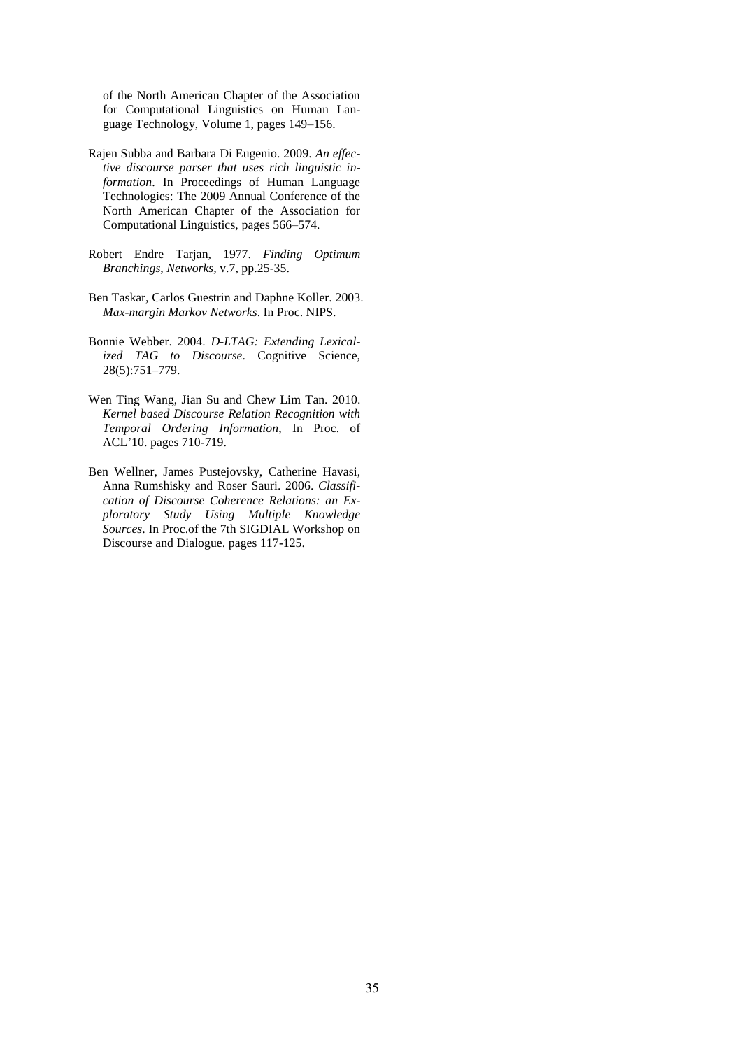of the North American Chapter of the Association for Computational Linguistics on Human Language Technology, Volume 1, pages 149–156.

Rajen Subba and Barbara Di Eugenio. 2009. *An effective discourse parser that uses rich linguistic information*. In Proceedings of Human Language Technologies: The 2009 Annual Conference of the North American Chapter of the Association for Computational Linguistics, pages 566–574.

Robert Endre Tarjan, 1977. *Finding Optimum Branchings*, *Networks*, v.7, pp.25-35.

Ben Taskar, Carlos Guestrin and Daphne Koller. 2003. *Max-margin Markov Networks*. In Proc. NIPS.

Bonnie Webber. 2004. *D-LTAG: Extending Lexicalized TAG to Discourse*. Cognitive Science, 28(5):751–779.

Wen Ting Wang, Jian Su and Chew Lim Tan. 2010. *Kernel based Discourse Relation Recognition with Temporal Ordering Information*, In Proc. of ACL'10. pages 710-719.

Ben Wellner, James Pustejovsky, Catherine Havasi, Anna Rumshisky and Roser Sauri. 2006. *Classification of Discourse Coherence Relations: an Exploratory Study Using Multiple Knowledge Sources*. In Proc.of the 7th SIGDIAL Workshop on Discourse and Dialogue. pages 117-125.